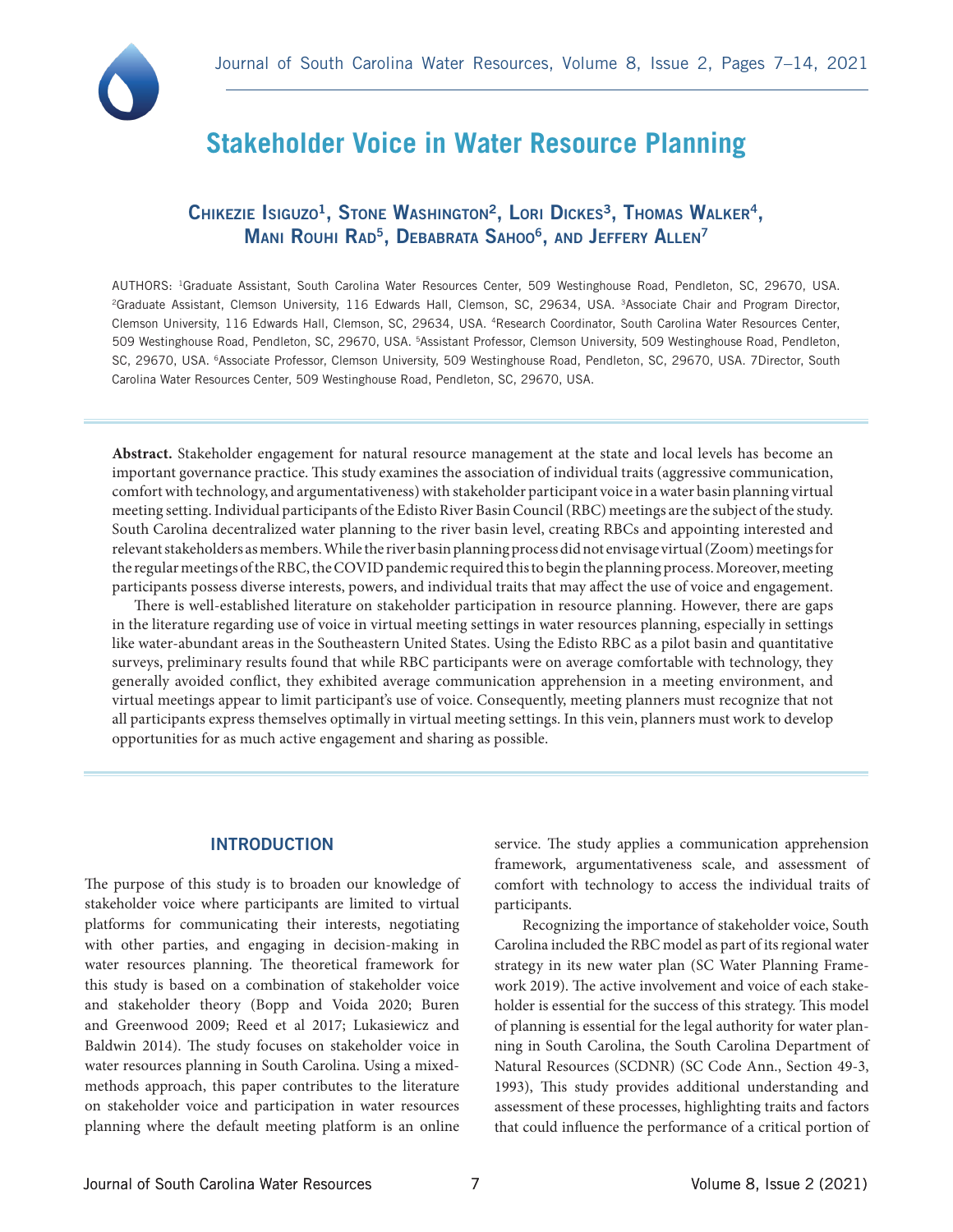# Stakeholder Voice in Water Resource Planning

## Chikezie Isiguzo[1], Stone Washington[2], Lori Dickes[3], Thomas Walker[4], Mani Rouhi Rad[5], Debabrata Sahoo[6], and Jeffery Allen[7]

AUTHORS: [1]Graduate Assistant, South Carolina Water Resources Center, 509 Westinghouse Road, Pendleton, SC, 29670, USA. [2]Graduate Assistant, Clemson University, 116 Edwards Hall, Clemson, SC, 29634, USA. [3]Associate Chair and Program Director, Clemson University, 116 Edwards Hall, Clemson, SC, 29634, USA. [4]Research Coordinator, South Carolina Water Resources Center, 509 Westinghouse Road, Pendleton, SC, 29670, USA. [5]Assistant Professor, Clemson University, 509 Westinghouse Road, Pendleton, SC, 29670, USA. [6]Associate Professor, Clemson University, 509 Westinghouse Road, Pendleton, SC, 29670, USA. 7Director, South Carolina Water Resources Center, 509 Westinghouse Road, Pendleton, SC, 29670, USA.

**Abstract.** Stakeholder engagement for natural resource management at the state and local levels has become an important governance practice. This study examines the association of individual traits (aggressive communication, comfort with technology, and argumentativeness) with stakeholder participant voice in a water basin planning virtual meeting setting. Individual participants of the Edisto River Basin Council (RBC) meetings are the subject of the study. South Carolina decentralized water planning to the river basin level, creating RBCs and appointing interested and relevant stakeholders as members. While the river basin planning process did not envisage virtual (Zoom) meetings for the regular meetings of the RBC, the COVID pandemic required this to begin the planning process. Moreover, meeting participants possess diverse interests, powers, and individual traits that may affect the use of voice and engagement.

There is well-established literature on stakeholder participation in resource planning. However, there are gaps in the literature regarding use of voice in virtual meeting settings in water resources planning, especially in settings like water-abundant areas in the Southeastern United States. Using the Edisto RBC as a pilot basin and quantitative surveys, preliminary results found that while RBC participants were on average comfortable with technology, they generally avoided conflict, they exhibited average communication apprehension in a meeting environment, and virtual meetings appear to limit participant's use of voice. Consequently, meeting planners must recognize that not all participants express themselves optimally in virtual meeting settings. In this vein, planners must work to develop opportunities for as much active engagement and sharing as possible.

## INTRODUCTION

The purpose of this study is to broaden our knowledge of stakeholder voice where participants are limited to virtual platforms for communicating their interests, negotiating with other parties, and engaging in decision-making in water resources planning. The theoretical framework for this study is based on a combination of stakeholder voice and stakeholder theory (Bopp and Voida 2020; Buren and Greenwood 2009; Reed et al 2017; Lukasiewicz and Baldwin 2014). The study focuses on stakeholder voice in water resources planning in South Carolina. Using a mixed-methods approach, this paper contributes to the literature on stakeholder voice and participation in water resources planning where the default meeting platform is an online service. The study applies a communication apprehension framework, argumentativeness scale, and assessment of comfort with technology to access the individual traits of participants.

Recognizing the importance of stakeholder voice, South Carolina included the RBC model as part of its regional water strategy in its new water plan (SC Water Planning Framework 2019). The active involvement and voice of each stakeholder is essential for the success of this strategy. This model of planning is essential for the legal authority for water planning in South Carolina, the South Carolina Department of Natural Resources (SCDNR) (SC Code Ann., Section 49-3, 1993), This study provides additional understanding and assessment of these processes, highlighting traits and factors that could influence the performance of a critical portion of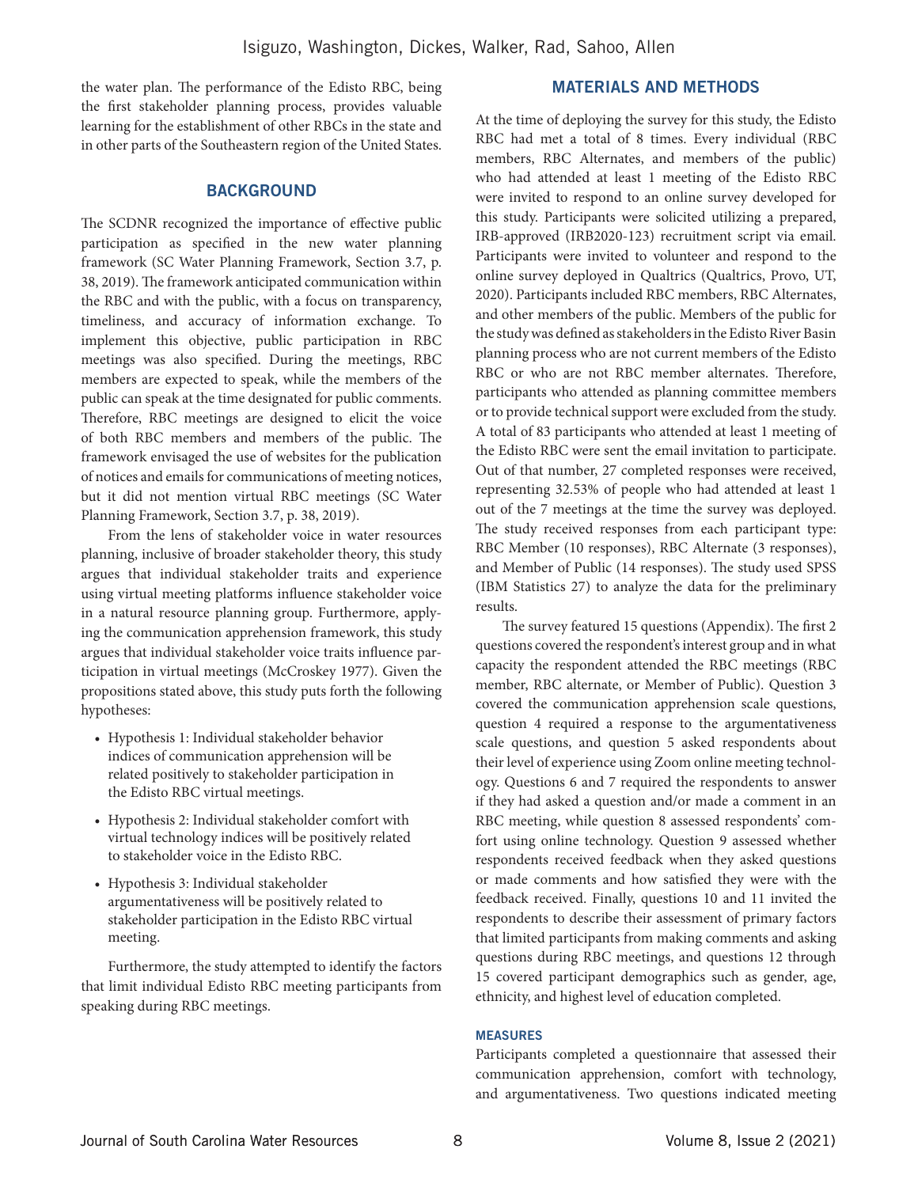the water plan. The performance of the Edisto RBC, being the first stakeholder planning process, provides valuable learning for the establishment of other RBCs in the state and in other parts of the Southeastern region of the United States.

## BACKGROUND

The SCDNR recognized the importance of effective public participation as specified in the new water planning framework (SC Water Planning Framework, Section 3.7, p. 38, 2019). The framework anticipated communication within the RBC and with the public, with a focus on transparency, timeliness, and accuracy of information exchange. To implement this objective, public participation in RBC meetings was also specified. During the meetings, RBC members are expected to speak, while the members of the public can speak at the time designated for public comments. Therefore, RBC meetings are designed to elicit the voice of both RBC members and members of the public. The framework envisaged the use of websites for the publication of notices and emails for communications of meeting notices, but it did not mention virtual RBC meetings (SC Water Planning Framework, Section 3.7, p. 38, 2019).

From the lens of stakeholder voice in water resources planning, inclusive of broader stakeholder theory, this study argues that individual stakeholder traits and experience using virtual meeting platforms influence stakeholder voice in a natural resource planning group. Furthermore, applying the communication apprehension framework, this study argues that individual stakeholder voice traits influence participation in virtual meetings (McCroskey 1977). Given the propositions stated above, this study puts forth the following hypotheses:

- Hypothesis 1: Individual stakeholder behavior indices of communication apprehension will be related positively to stakeholder participation in the Edisto RBC virtual meetings.
- Hypothesis 2: Individual stakeholder comfort with virtual technology indices will be positively related to stakeholder voice in the Edisto RBC.
- Hypothesis 3: Individual stakeholder argumentativeness will be positively related to stakeholder participation in the Edisto RBC virtual meeting.

Furthermore, the study attempted to identify the factors that limit individual Edisto RBC meeting participants from speaking during RBC meetings.

## MATERIALS AND METHODS

At the time of deploying the survey for this study, the Edisto RBC had met a total of 8 times. Every individual (RBC members, RBC Alternates, and members of the public) who had attended at least 1 meeting of the Edisto RBC were invited to respond to an online survey developed for this study. Participants were solicited utilizing a prepared, IRB-approved (IRB2020-123) recruitment script via email. Participants were invited to volunteer and respond to the online survey deployed in Qualtrics (Qualtrics, Provo, UT, 2020). Participants included RBC members, RBC Alternates, and other members of the public. Members of the public for the study was defined as stakeholders in the Edisto River Basin planning process who are not current members of the Edisto RBC or who are not RBC member alternates. Therefore, participants who attended as planning committee members or to provide technical support were excluded from the study. A total of 83 participants who attended at least 1 meeting of the Edisto RBC were sent the email invitation to participate. Out of that number, 27 completed responses were received, representing 32.53% of people who had attended at least 1 out of the 7 meetings at the time the survey was deployed. The study received responses from each participant type: RBC Member (10 responses), RBC Alternate (3 responses), and Member of Public (14 responses). The study used SPSS (IBM Statistics 27) to analyze the data for the preliminary results.

The survey featured 15 questions (Appendix). The first 2 questions covered the respondent's interest group and in what capacity the respondent attended the RBC meetings (RBC member, RBC alternate, or Member of Public). Question 3 covered the communication apprehension scale questions, question 4 required a response to the argumentativeness scale questions, and question 5 asked respondents about their level of experience using Zoom online meeting technology. Questions 6 and 7 required the respondents to answer if they had asked a question and/or made a comment in an RBC meeting, while question 8 assessed respondents' comfort using online technology. Question 9 assessed whether respondents received feedback when they asked questions or made comments and how satisfied they were with the feedback received. Finally, questions 10 and 11 invited the respondents to describe their assessment of primary factors that limited participants from making comments and asking questions during RBC meetings, and questions 12 through 15 covered participant demographics such as gender, age, ethnicity, and highest level of education completed.

### MEASURES

Participants completed a questionnaire that assessed their communication apprehension, comfort with technology, and argumentativeness. Two questions indicated meeting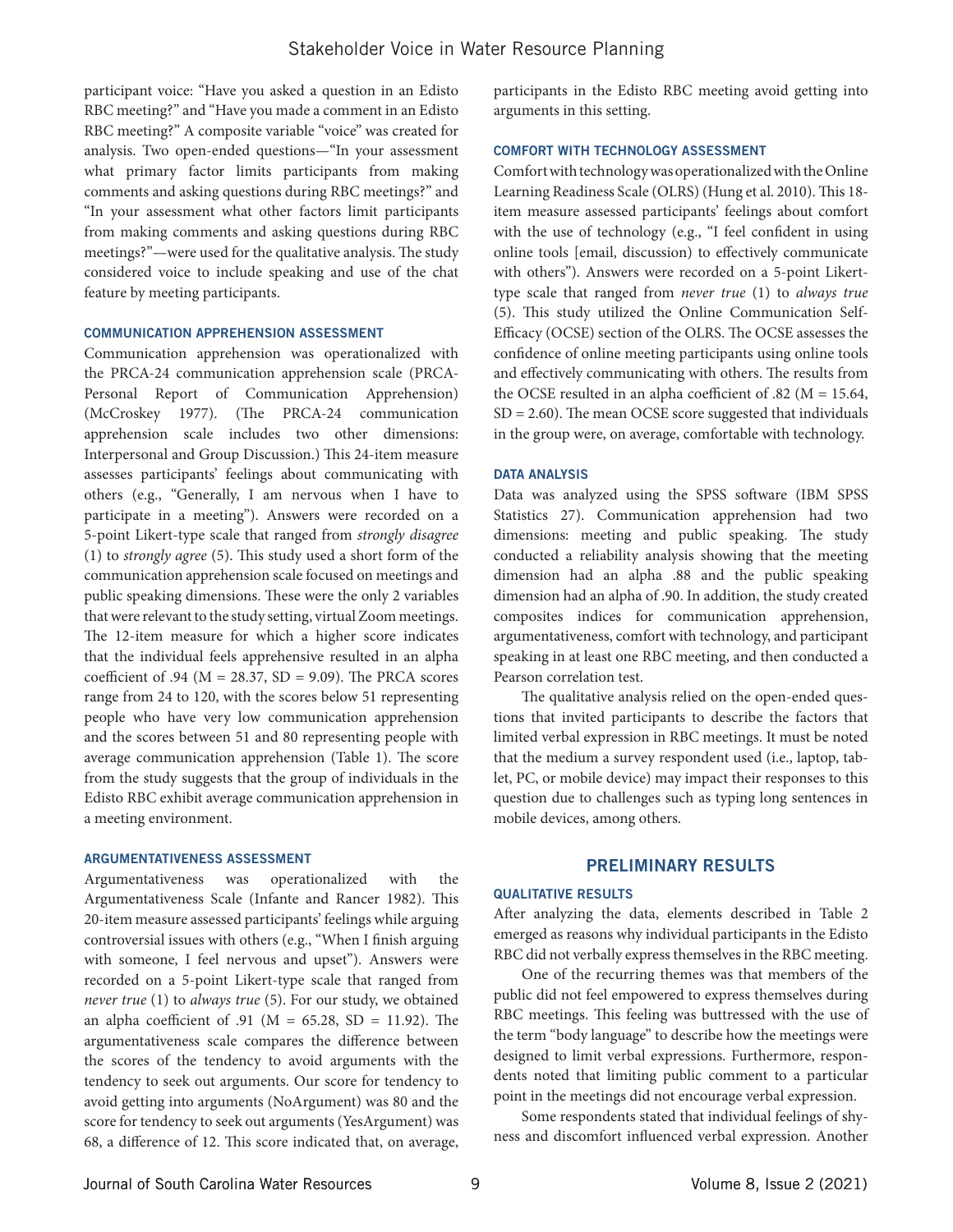participant voice: "Have you asked a question in an Edisto RBC meeting?" and "Have you made a comment in an Edisto RBC meeting?" A composite variable "voice" was created for analysis. Two open-ended questions—"In your assessment what primary factor limits participants from making comments and asking questions during RBC meetings?" and "In your assessment what other factors limit participants from making comments and asking questions during RBC meetings?"—were used for the qualitative analysis. The study considered voice to include speaking and use of the chat feature by meeting participants.

### COMMUNICATION APPREHENSION ASSESSMENT

Communication apprehension was operationalized with the PRCA-24 communication apprehension scale (PRCA-Personal Report of Communication Apprehension) (McCroskey 1977). (The PRCA-24 communication apprehension scale includes two other dimensions: Interpersonal and Group Discussion.) This 24-item measure assesses participants' feelings about communicating with others (e.g., "Generally, I am nervous when I have to participate in a meeting"). Answers were recorded on a 5-point Likert-type scale that ranged from *strongly disagree* (1) to *strongly agree* (5). This study used a short form of the communication apprehension scale focused on meetings and public speaking dimensions. These were the only 2 variables that were relevant to the study setting, virtual Zoom meetings. The 12-item measure for which a higher score indicates that the individual feels apprehensive resulted in an alpha coefficient of .94 (M = 28.37, SD = 9.09). The PRCA scores range from 24 to 120, with the scores below 51 representing people who have very low communication apprehension and the scores between 51 and 80 representing people with average communication apprehension (Table 1). The score from the study suggests that the group of individuals in the Edisto RBC exhibit average communication apprehension in a meeting environment.

### ARGUMENTATIVENESS ASSESSMENT

Argumentativeness was operationalized with the Argumentativeness Scale (Infante and Rancer 1982). This 20-item measure assessed participants' feelings while arguing controversial issues with others (e.g., "When I finish arguing with someone, I feel nervous and upset"). Answers were recorded on a 5-point Likert-type scale that ranged from *never true* (1) to *always true* (5). For our study, we obtained an alpha coefficient of .91 (M = 65.28, SD = 11.92). The argumentativeness scale compares the difference between the scores of the tendency to avoid arguments with the tendency to seek out arguments. Our score for tendency to avoid getting into arguments (NoArgument) was 80 and the score for tendency to seek out arguments (YesArgument) was 68, a difference of 12. This score indicated that, on average, participants in the Edisto RBC meeting avoid getting into arguments in this setting.

### COMFORT WITH TECHNOLOGY ASSESSMENT

Comfort with technology was operationalized with the Online Learning Readiness Scale (OLRS) (Hung et al. 2010). This 18-item measure assessed participants' feelings about comfort with the use of technology (e.g., "I feel confident in using online tools [email, discussion] to effectively communicate with others"). Answers were recorded on a 5-point Likert-type scale that ranged from *never true* (1) to *always true* (5). This study utilized the Online Communication Self-Efficacy (OCSE) section of the OLRS. The OCSE assesses the confidence of online meeting participants using online tools and effectively communicating with others. The results from the OCSE resulted in an alpha coefficient of .82 (M = 15.64, SD = 2.60). The mean OCSE score suggested that individuals in the group were, on average, comfortable with technology.

### DATA ANALYSIS

Data was analyzed using the SPSS software (IBM SPSS Statistics 27). Communication apprehension had two dimensions: meeting and public speaking. The study conducted a reliability analysis showing that the meeting dimension had an alpha .88 and the public speaking dimension had an alpha of .90. In addition, the study created composites indices for communication apprehension, argumentativeness, comfort with technology, and participant speaking in at least one RBC meeting, and then conducted a Pearson correlation test.

The qualitative analysis relied on the open-ended questions that invited participants to describe the factors that limited verbal expression in RBC meetings. It must be noted that the medium a survey respondent used (i.e., laptop, tablet, PC, or mobile device) may impact their responses to this question due to challenges such as typing long sentences in mobile devices, among others.

## PRELIMINARY RESULTS

### QUALITATIVE RESULTS

After analyzing the data, elements described in Table 2 emerged as reasons why individual participants in the Edisto RBC did not verbally express themselves in the RBC meeting.

One of the recurring themes was that members of the public did not feel empowered to express themselves during RBC meetings. This feeling was buttressed with the use of the term "body language" to describe how the meetings were designed to limit verbal expressions. Furthermore, respondents noted that limiting public comment to a particular point in the meetings did not encourage verbal expression.

Some respondents stated that individual feelings of shyness and discomfort influenced verbal expression. Another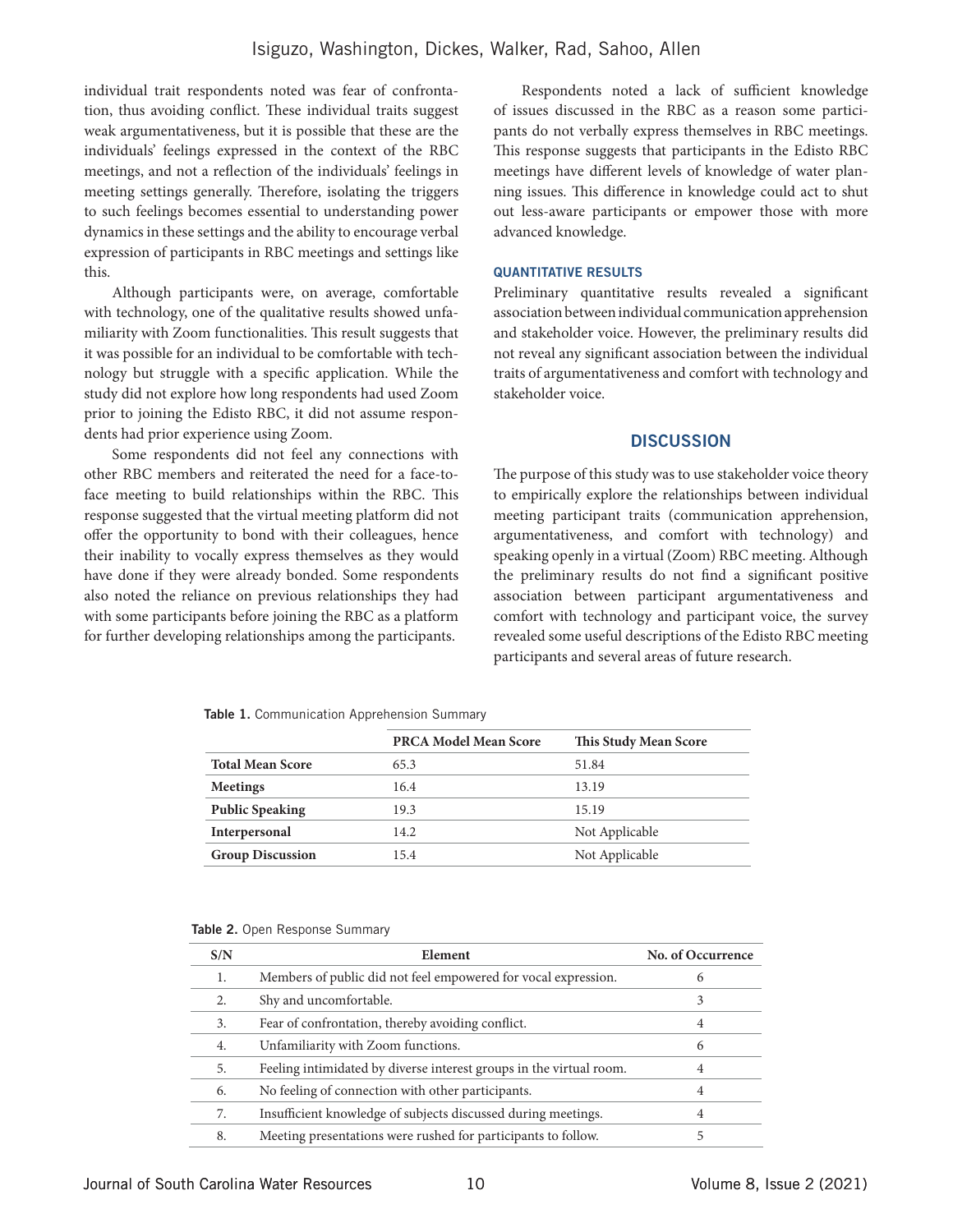individual trait respondents noted was fear of confrontation, thus avoiding conflict. These individual traits suggest weak argumentativeness, but it is possible that these are the individuals' feelings expressed in the context of the RBC meetings, and not a reflection of the individuals' feelings in meeting settings generally. Therefore, isolating the triggers to such feelings becomes essential to understanding power dynamics in these settings and the ability to encourage verbal expression of participants in RBC meetings and settings like this.

Although participants were, on average, comfortable with technology, one of the qualitative results showed unfamiliarity with Zoom functionalities. This result suggests that it was possible for an individual to be comfortable with technology but struggle with a specific application. While the study did not explore how long respondents had used Zoom prior to joining the Edisto RBC, it did not assume respondents had prior experience using Zoom.

Some respondents did not feel any connections with other RBC members and reiterated the need for a face-to-face meeting to build relationships within the RBC. This response suggested that the virtual meeting platform did not offer the opportunity to bond with their colleagues, hence their inability to vocally express themselves as they would have done if they were already bonded. Some respondents also noted the reliance on previous relationships they had with some participants before joining the RBC as a platform for further developing relationships among the participants.

Respondents noted a lack of sufficient knowledge of issues discussed in the RBC as a reason some participants do not verbally express themselves in RBC meetings. This response suggests that participants in the Edisto RBC meetings have different levels of knowledge of water planning issues. This difference in knowledge could act to shut out less-aware participants or empower those with more advanced knowledge.

### QUANTITATIVE RESULTS

Preliminary quantitative results revealed a significant association between individual communication apprehension and stakeholder voice. However, the preliminary results did not reveal any significant association between the individual traits of argumentativeness and comfort with technology and stakeholder voice.

## DISCUSSION

The purpose of this study was to use stakeholder voice theory to empirically explore the relationships between individual meeting participant traits (communication apprehension, argumentativeness, and comfort with technology) and speaking openly in a virtual (Zoom) RBC meeting. Although the preliminary results do not find a significant positive association between participant argumentativeness and comfort with technology and participant voice, the survey revealed some useful descriptions of the Edisto RBC meeting participants and several areas of future research.

**Table 1.** Communication Apprehension Summary

| | PRCA Model Mean Score | This Study Mean Score |
|---|---|---|
| **Total Mean Score** | 65.3 | 51.84 |
| **Meetings** | 16.4 | 13.19 |
| **Public Speaking** | 19.3 | 15.19 |
| **Interpersonal** | 14.2 | Not Applicable |
| **Group Discussion** | 15.4 | Not Applicable |

**Table 2.** Open Response Summary

| S/N | Element | No. of Occurrence |
|---|---|---|
| 1. | Members of public did not feel empowered for vocal expression. | 6 |
| 2. | Shy and uncomfortable. | 3 |
| 3. | Fear of confrontation, thereby avoiding conflict. | 4 |
| 4. | Unfamiliarity with Zoom functions. | 6 |
| 5. | Feeling intimidated by diverse interest groups in the virtual room. | 4 |
| 6. | No feeling of connection with other participants. | 4 |
| 7. | Insufficient knowledge of subjects discussed during meetings. | 4 |
| 8. | Meeting presentations were rushed for participants to follow. | 5 |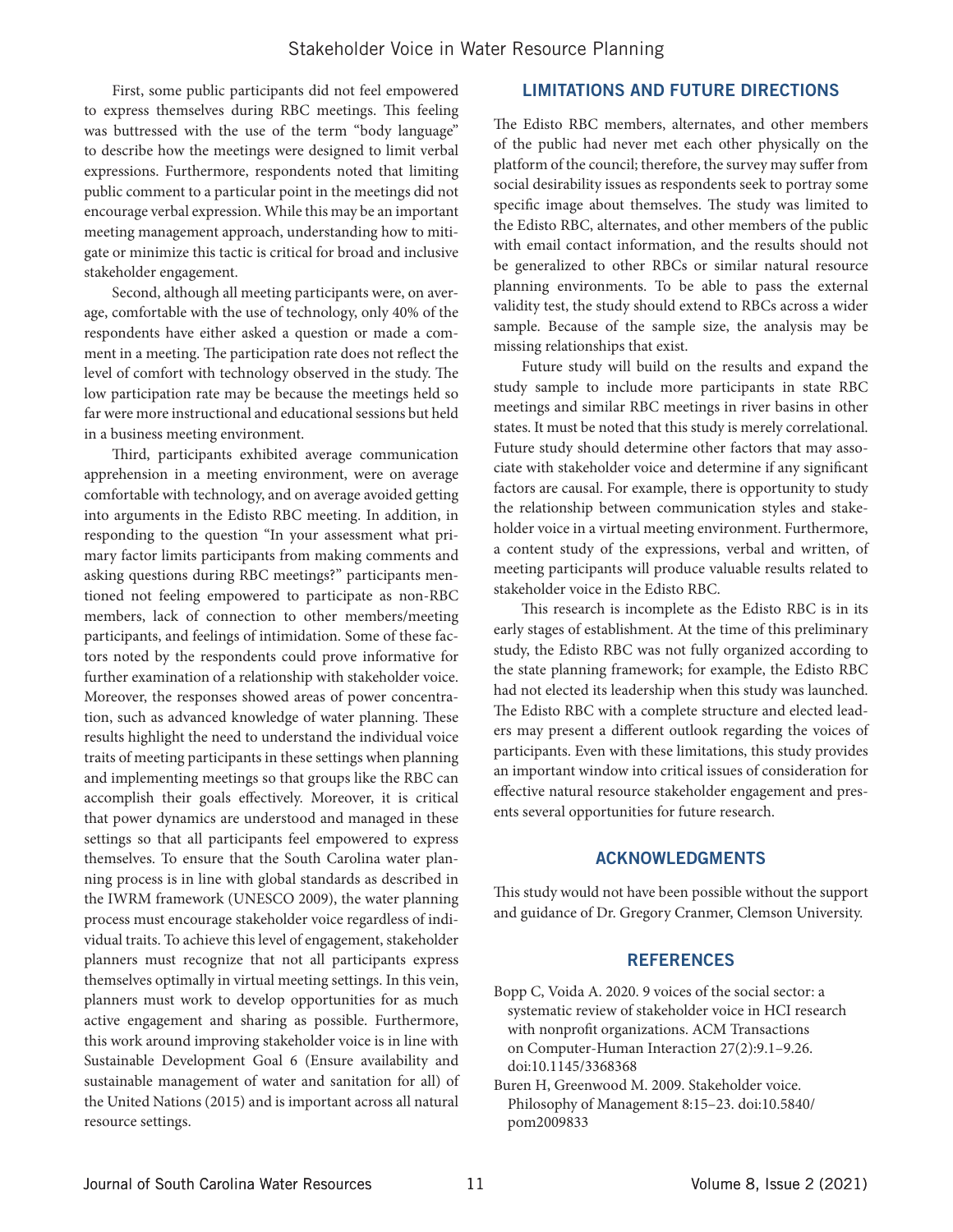First, some public participants did not feel empowered to express themselves during RBC meetings. This feeling was buttressed with the use of the term "body language" to describe how the meetings were designed to limit verbal expressions. Furthermore, respondents noted that limiting public comment to a particular point in the meetings did not encourage verbal expression. While this may be an important meeting management approach, understanding how to mitigate or minimize this tactic is critical for broad and inclusive stakeholder engagement.

Second, although all meeting participants were, on average, comfortable with the use of technology, only 40% of the respondents have either asked a question or made a comment in a meeting. The participation rate does not reflect the level of comfort with technology observed in the study. The low participation rate may be because the meetings held so far were more instructional and educational sessions but held in a business meeting environment.

Third, participants exhibited average communication apprehension in a meeting environment, were on average comfortable with technology, and on average avoided getting into arguments in the Edisto RBC meeting. In addition, in responding to the question "In your assessment what primary factor limits participants from making comments and asking questions during RBC meetings?" participants mentioned not feeling empowered to participate as non-RBC members, lack of connection to other members/meeting participants, and feelings of intimidation. Some of these factors noted by the respondents could prove informative for further examination of a relationship with stakeholder voice. Moreover, the responses showed areas of power concentration, such as advanced knowledge of water planning. These results highlight the need to understand the individual voice traits of meeting participants in these settings when planning and implementing meetings so that groups like the RBC can accomplish their goals effectively. Moreover, it is critical that power dynamics are understood and managed in these settings so that all participants feel empowered to express themselves. To ensure that the South Carolina water planning process is in line with global standards as described in the IWRM framework (UNESCO 2009), the water planning process must encourage stakeholder voice regardless of individual traits. To achieve this level of engagement, stakeholder planners must recognize that not all participants express themselves optimally in virtual meeting settings. In this vein, planners must work to develop opportunities for as much active engagement and sharing as possible. Furthermore, this work around improving stakeholder voice is in line with Sustainable Development Goal 6 (Ensure availability and sustainable management of water and sanitation for all) of the United Nations (2015) and is important across all natural resource settings.

## LIMITATIONS AND FUTURE DIRECTIONS

The Edisto RBC members, alternates, and other members of the public had never met each other physically on the platform of the council; therefore, the survey may suffer from social desirability issues as respondents seek to portray some specific image about themselves. The study was limited to the Edisto RBC, alternates, and other members of the public with email contact information, and the results should not be generalized to other RBCs or similar natural resource planning environments. To be able to pass the external validity test, the study should extend to RBCs across a wider sample. Because of the sample size, the analysis may be missing relationships that exist.

Future study will build on the results and expand the study sample to include more participants in state RBC meetings and similar RBC meetings in river basins in other states. It must be noted that this study is merely correlational. Future study should determine other factors that may associate with stakeholder voice and determine if any significant factors are causal. For example, there is opportunity to study the relationship between communication styles and stakeholder voice in a virtual meeting environment. Furthermore, a content study of the expressions, verbal and written, of meeting participants will produce valuable results related to stakeholder voice in the Edisto RBC.

This research is incomplete as the Edisto RBC is in its early stages of establishment. At the time of this preliminary study, the Edisto RBC was not fully organized according to the state planning framework; for example, the Edisto RBC had not elected its leadership when this study was launched. The Edisto RBC with a complete structure and elected leaders may present a different outlook regarding the voices of participants. Even with these limitations, this study provides an important window into critical issues of consideration for effective natural resource stakeholder engagement and presents several opportunities for future research.

## ACKNOWLEDGMENTS

This study would not have been possible without the support and guidance of Dr. Gregory Cranmer, Clemson University.

## REFERENCES

Bopp C, Voida A. 2020. 9 voices of the social sector: a systematic review of stakeholder voice in HCI research with nonprofit organizations. ACM Transactions on Computer-Human Interaction 27(2):9.1–9.26. doi:10.1145/3368368

Buren H, Greenwood M. 2009. Stakeholder voice. Philosophy of Management 8:15–23. doi:10.5840/pom2009833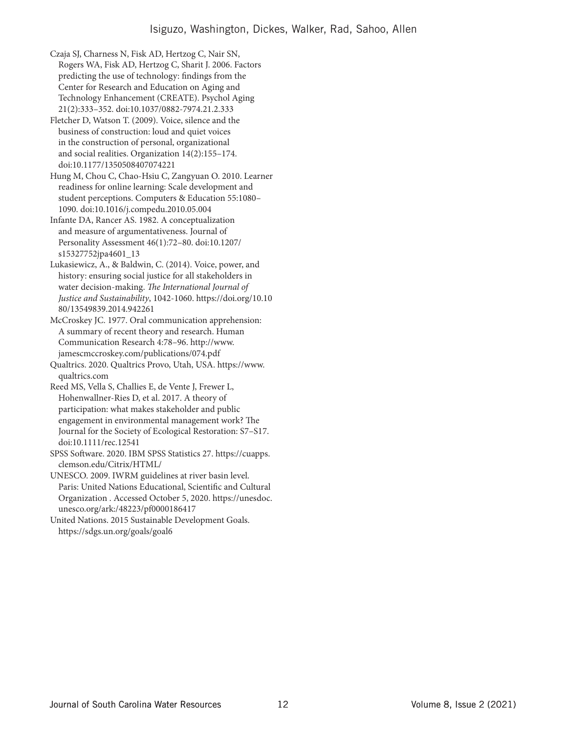Czaja SJ, Charness N, Fisk AD, Hertzog C, Nair SN, Rogers WA, Fisk AD, Hertzog C, Sharit J. 2006. Factors predicting the use of technology: findings from the Center for Research and Education on Aging and Technology Enhancement (CREATE). Psychol Aging 21(2):333–352. doi:10.1037/0882-7974.21.2.333

Fletcher D, Watson T. (2009). Voice, silence and the business of construction: loud and quiet voices in the construction of personal, organizational and social realities. Organization 14(2):155–174. doi:10.1177/1350508407074221

Hung M, Chou C, Chao-Hsiu C, Zangyuan O. 2010. Learner readiness for online learning: Scale development and student perceptions. Computers & Education 55:1080–1090. doi:10.1016/j.compedu.2010.05.004

Infante DA, Rancer AS. 1982. A conceptualization and measure of argumentativeness. Journal of Personality Assessment 46(1):72–80. doi:10.1207/s15327752jpa4601_13

Lukasiewicz, A., & Baldwin, C. (2014). Voice, power, and history: ensuring social justice for all stakeholders in water decision-making. *The International Journal of Justice and Sustainability*, 1042-1060. https://doi.org/10.1080/13549839.2014.942261

McCroskey JC. 1977. Oral communication apprehension: A summary of recent theory and research. Human Communication Research 4:78–96. http://www.jamescmccroskey.com/publications/074.pdf

Qualtrics. 2020. Qualtrics Provo, Utah, USA. https://www.qualtrics.com

Reed MS, Vella S, Challies E, de Vente J, Frewer L, Hohenwallner-Ries D, et al. 2017. A theory of participation: what makes stakeholder and public engagement in environmental management work? The Journal for the Society of Ecological Restoration: S7–S17. doi:10.1111/rec.12541

SPSS Software. 2020. IBM SPSS Statistics 27. https://cuapps.clemson.edu/Citrix/HTML/

UNESCO. 2009. IWRM guidelines at river basin level. Paris: United Nations Educational, Scientific and Cultural Organization . Accessed October 5, 2020. https://unesdoc.unesco.org/ark:/48223/pf0000186417

United Nations. 2015 Sustainable Development Goals. https://sdgs.un.org/goals/goal6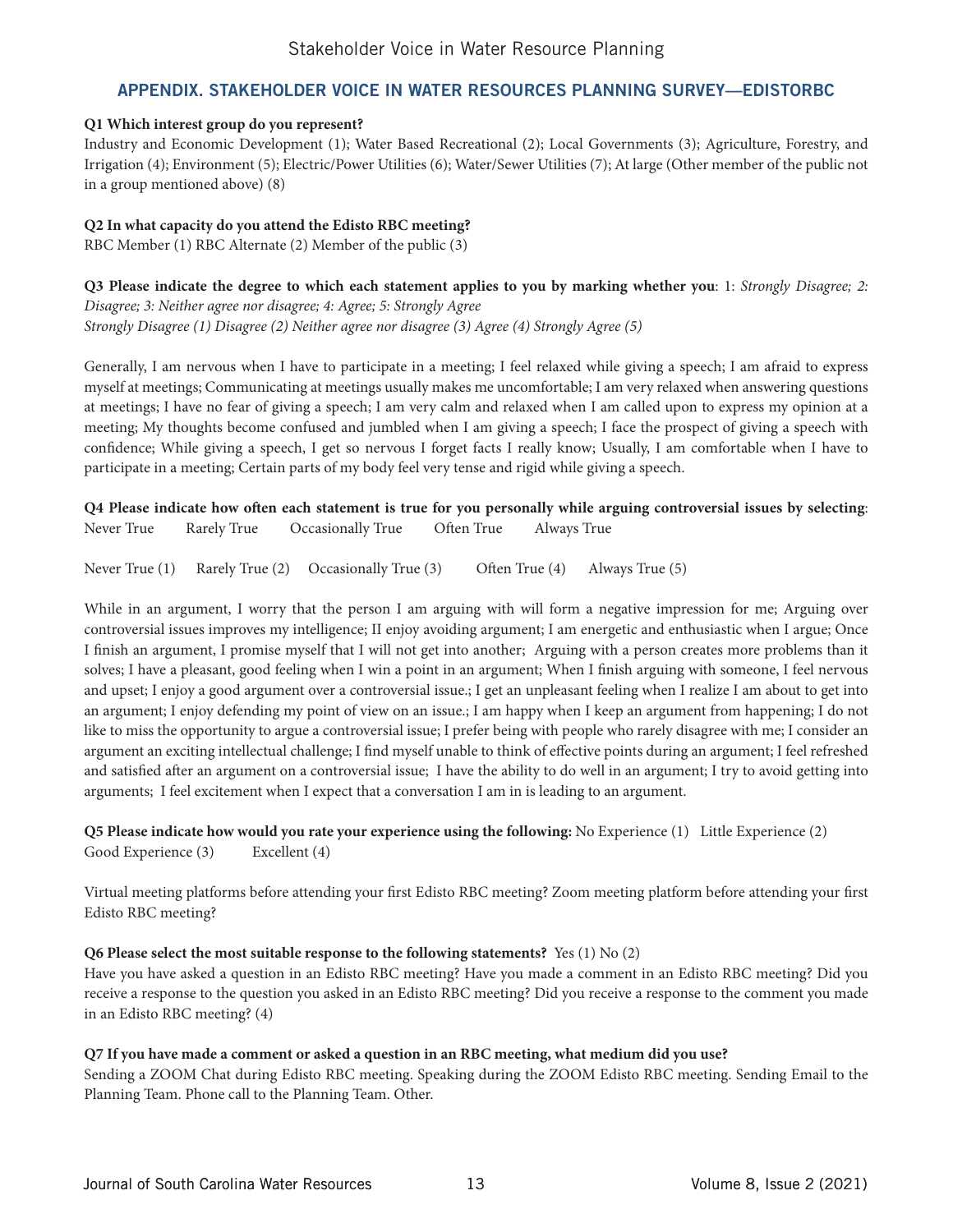## APPENDIX. STAKEHOLDER VOICE IN WATER RESOURCES PLANNING SURVEY—EDISTORBC

**Q1 Which interest group do you represent?**
Industry and Economic Development (1); Water Based Recreational (2); Local Governments (3); Agriculture, Forestry, and Irrigation (4); Environment (5); Electric/Power Utilities (6); Water/Sewer Utilities (7); At large (Other member of the public not in a group mentioned above) (8)

**Q2 In what capacity do you attend the Edisto RBC meeting?**
RBC Member (1) RBC Alternate (2) Member of the public (3)

**Q3 Please indicate the degree to which each statement applies to you by marking whether you**: 1: *Strongly Disagree; 2: Disagree; 3: Neither agree nor disagree; 4: Agree; 5: Strongly Agree*
*Strongly Disagree (1) Disagree (2) Neither agree nor disagree (3) Agree (4) Strongly Agree (5)*

Generally, I am nervous when I have to participate in a meeting; I feel relaxed while giving a speech; I am afraid to express myself at meetings; Communicating at meetings usually makes me uncomfortable; I am very relaxed when answering questions at meetings; I have no fear of giving a speech; I am very calm and relaxed when I am called upon to express my opinion at a meeting; My thoughts become confused and jumbled when I am giving a speech; I face the prospect of giving a speech with confidence; While giving a speech, I get so nervous I forget facts I really know; Usually, I am comfortable when I have to participate in a meeting; Certain parts of my body feel very tense and rigid while giving a speech.

**Q4 Please indicate how often each statement is true for you personally while arguing controversial issues by selecting**:
Never True Rarely True Occasionally True Often True Always True

Never True (1) Rarely True (2) Occasionally True (3) Often True (4) Always True (5)

While in an argument, I worry that the person I am arguing with will form a negative impression for me; Arguing over controversial issues improves my intelligence; II enjoy avoiding argument; I am energetic and enthusiastic when I argue; Once I finish an argument, I promise myself that I will not get into another; Arguing with a person creates more problems than it solves; I have a pleasant, good feeling when I win a point in an argument; When I finish arguing with someone, I feel nervous and upset; I enjoy a good argument over a controversial issue.; I get an unpleasant feeling when I realize I am about to get into an argument; I enjoy defending my point of view on an issue.; I am happy when I keep an argument from happening; I do not like to miss the opportunity to argue a controversial issue; I prefer being with people who rarely disagree with me; I consider an argument an exciting intellectual challenge; I find myself unable to think of effective points during an argument; I feel refreshed and satisfied after an argument on a controversial issue; I have the ability to do well in an argument; I try to avoid getting into arguments; I feel excitement when I expect that a conversation I am in is leading to an argument.

**Q5 Please indicate how would you rate your experience using the following:** No Experience (1) Little Experience (2) Good Experience (3) Excellent (4)

Virtual meeting platforms before attending your first Edisto RBC meeting? Zoom meeting platform before attending your first Edisto RBC meeting?

**Q6 Please select the most suitable response to the following statements?** Yes (1) No (2)
Have you have asked a question in an Edisto RBC meeting? Have you made a comment in an Edisto RBC meeting? Did you receive a response to the question you asked in an Edisto RBC meeting? Did you receive a response to the comment you made in an Edisto RBC meeting? (4)

**Q7 If you have made a comment or asked a question in an RBC meeting, what medium did you use?**
Sending a ZOOM Chat during Edisto RBC meeting. Speaking during the ZOOM Edisto RBC meeting. Sending Email to the Planning Team. Phone call to the Planning Team. Other.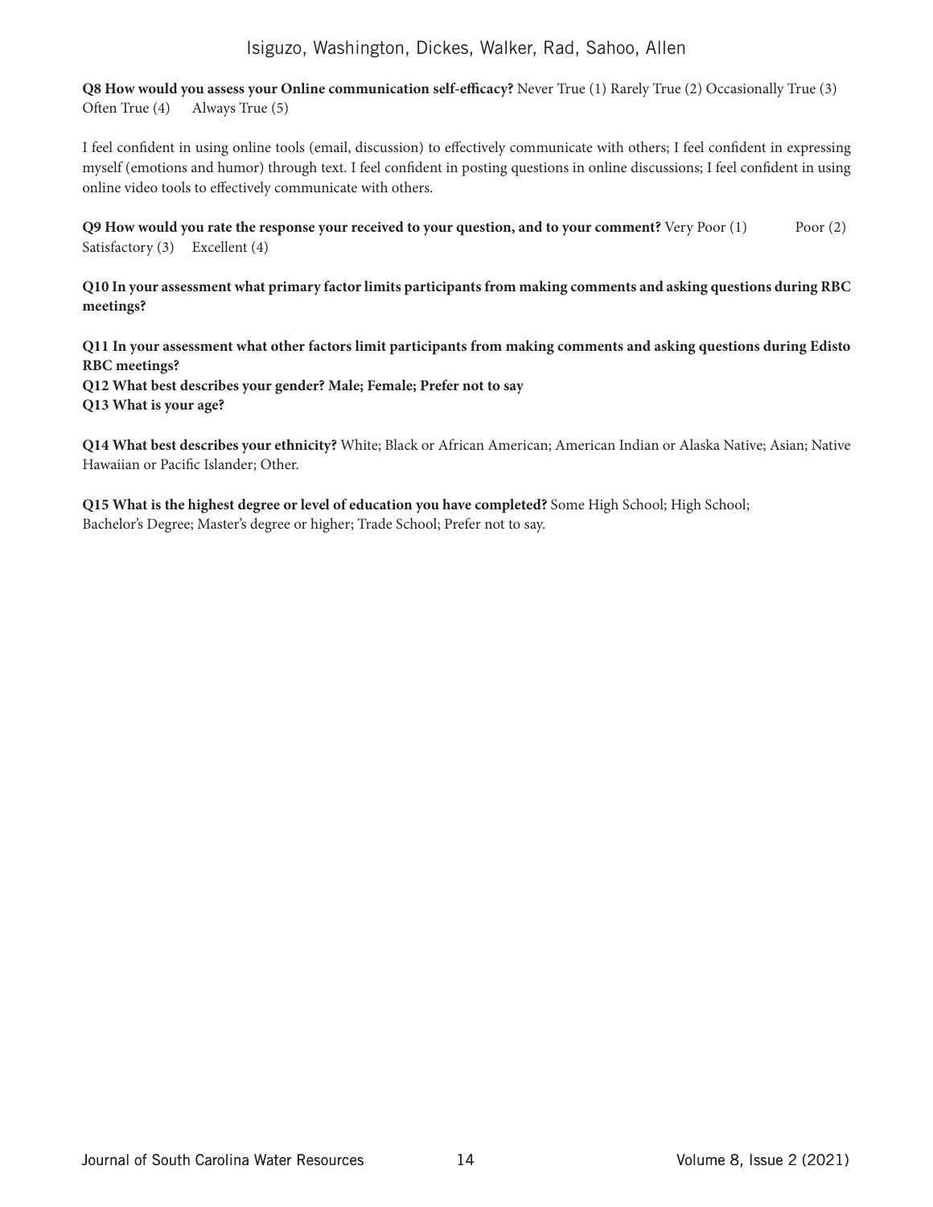**Q8 How would you assess your Online communication self-efficacy?** Never True (1) Rarely True (2) Occasionally True (3) Often True (4) Always True (5)

I feel confident in using online tools (email, discussion) to effectively communicate with others; I feel confident in expressing myself (emotions and humor) through text. I feel confident in posting questions in online discussions; I feel confident in using online video tools to effectively communicate with others.

**Q9 How would you rate the response your received to your question, and to your comment?** Very Poor (1) Poor (2) Satisfactory (3) Excellent (4)

**Q10 In your assessment what primary factor limits participants from making comments and asking questions during RBC meetings?**

**Q11 In your assessment what other factors limit participants from making comments and asking questions during Edisto RBC meetings?**
**Q12 What best describes your gender? Male; Female; Prefer not to say**
**Q13 What is your age?**

**Q14 What best describes your ethnicity?** White; Black or African American; American Indian or Alaska Native; Asian; Native Hawaiian or Pacific Islander; Other.

**Q15 What is the highest degree or level of education you have completed?** Some High School; High School; Bachelor's Degree; Master's degree or higher; Trade School; Prefer not to say.